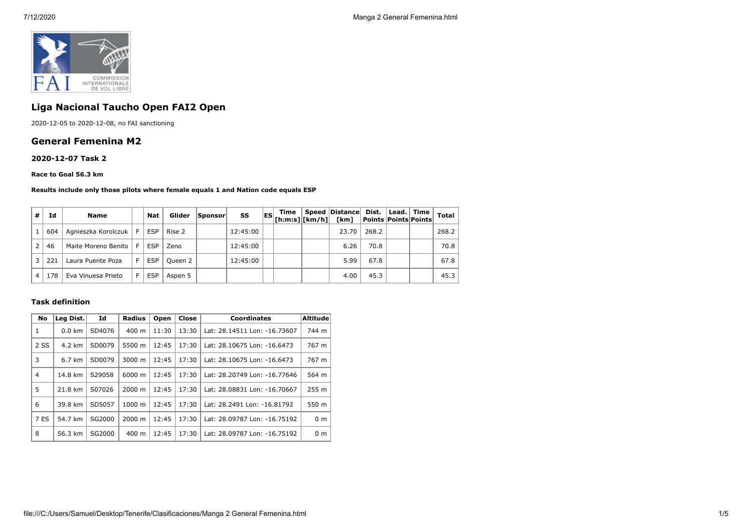## Liga Nacional Taucho Open FAI2 Open

2020-12-05 to 2020-12-08, no FAI sanctioning

## General Femenina M2

### 2020-12-07 Task 2

**Race to Goal 56.3 km**

**Results include only those pilots where female equals 1 and Nation code equals ESP**

| # | Id | Name | | Nat | Glider | Sponsor | SS | ES | Time [h:m:s] | Speed [km/h] | Distance [km] | Dist. Points | Lead. Points | Time Points | Total |
|---|---|---|---|---|---|---|---|---|---|---|---|---|---|---|---|
| 1 | 604 | Agnieszka Korolczuk | F | ESP | Rise 2 | | 12:45:00 | | | | 23.70 | 268.2 | | | 268.2 |
| 2 | 46 | Maite Moreno Benito | F | ESP | Zeno | | 12:45:00 | | | | 6.26 | 70.8 | | | 70.8 |
| 3 | 221 | Laura Puente Poza | F | ESP | Queen 2 | | 12:45:00 | | | | 5.99 | 67.8 | | | 67.8 |
| 4 | 178 | Eva Vinuesa Prieto | F | ESP | Aspen 5 | | | | | | 4.00 | 45.3 | | | 45.3 |

#### Task definition

| No | Leg Dist. | Id | Radius | Open | Close | Coordinates | Altitude |
|---|---|---|---|---|---|---|---|
| 1 | 0.0 km | SD4076 | 400 m | 11:30 | 13:30 | Lat: 28.14511 Lon: -16.73607 | 744 m |
| 2 SS | 4.2 km | SD0079 | 5500 m | 12:45 | 17:30 | Lat: 28.10675 Lon: -16.6473 | 767 m |
| 3 | 6.7 km | SD0079 | 3000 m | 12:45 | 17:30 | Lat: 28.10675 Lon: -16.6473 | 767 m |
| 4 | 14.8 km | S29058 | 6000 m | 12:45 | 17:30 | Lat: 28.20749 Lon: -16.77646 | 564 m |
| 5 | 21.8 km | S07026 | 2000 m | 12:45 | 17:30 | Lat: 28.08831 Lon: -16.70667 | 255 m |
| 6 | 39.8 km | SD5057 | 1000 m | 12:45 | 17:30 | Lat: 28.2491 Lon: -16.81792 | 550 m |
| 7 ES | 54.7 km | SG2000 | 2000 m | 12:45 | 17:30 | Lat: 28.09787 Lon: -16.75192 | 0 m |
| 8 | 56.3 km | SG2000 | 400 m | 12:45 | 17:30 | Lat: 28.09787 Lon: -16.75192 | 0 m |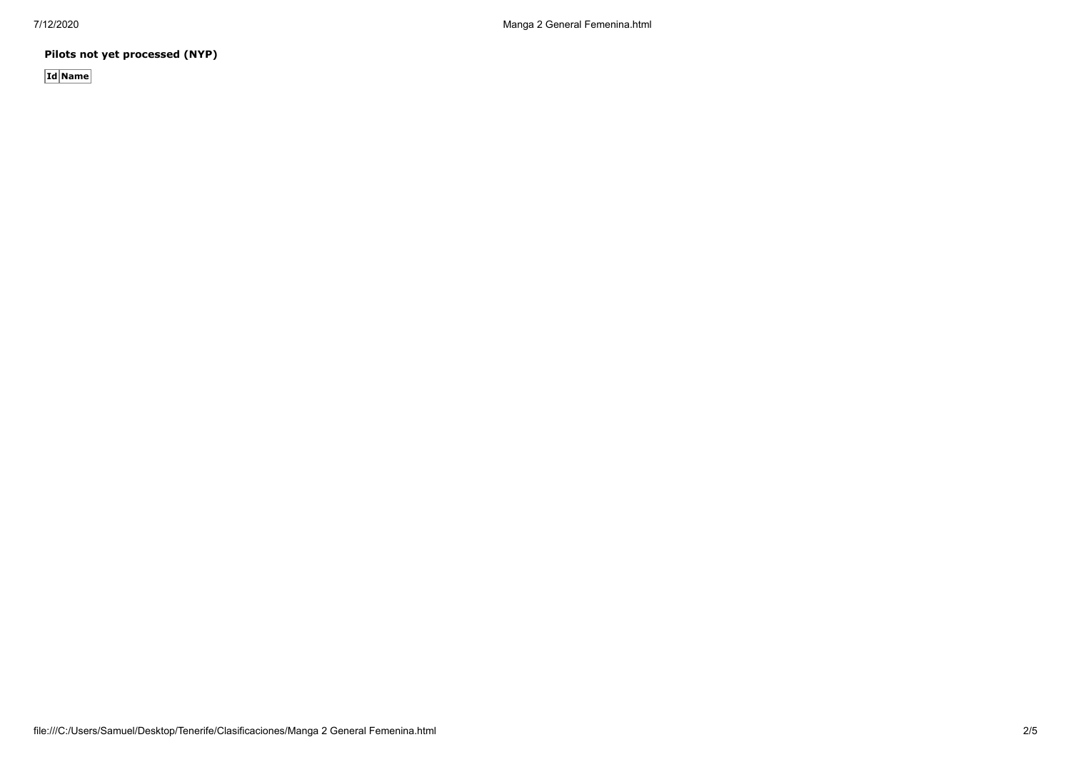**Pilots not yet processed (NYP)**

| Id | Name |
|---|---|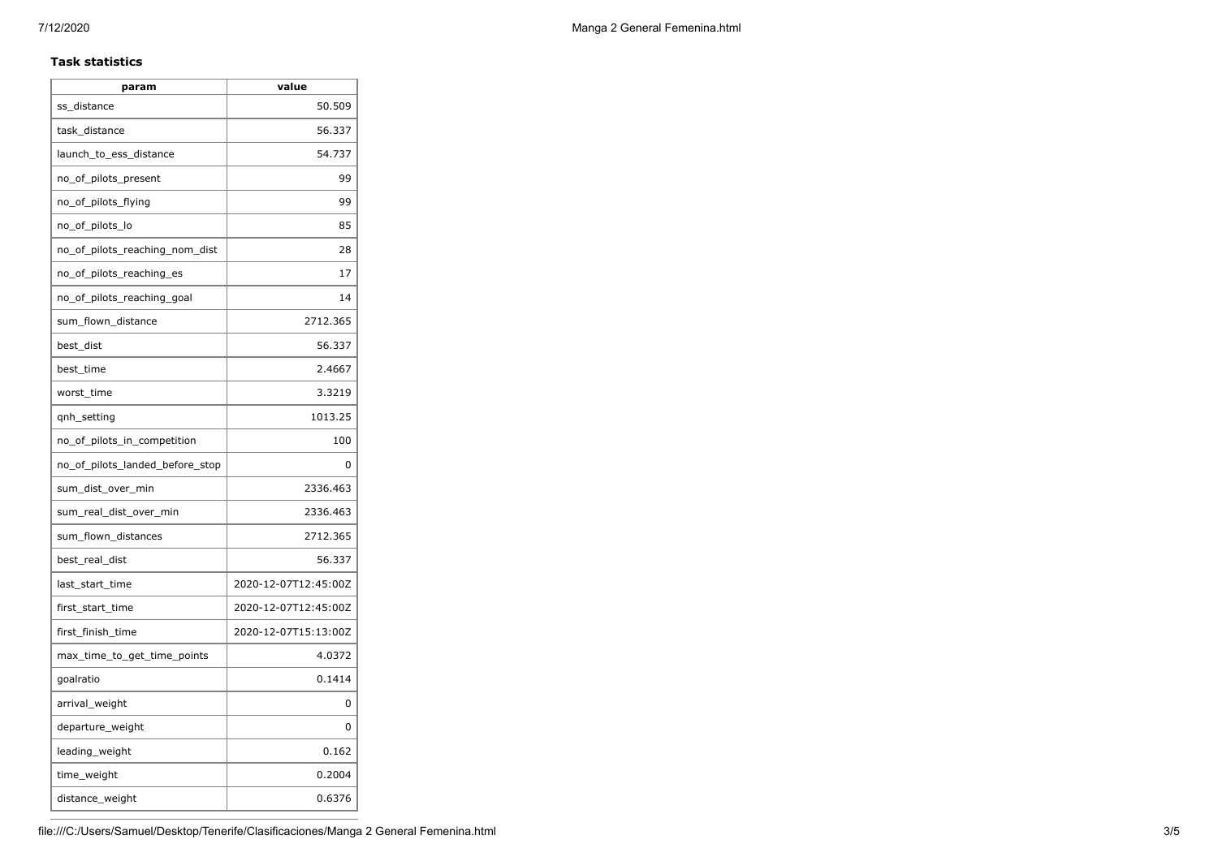**Task statistics**

| param | value |
|---|---|
| ss_distance | 50.509 |
| task_distance | 56.337 |
| launch_to_ess_distance | 54.737 |
| no_of_pilots_present | 99 |
| no_of_pilots_flying | 99 |
| no_of_pilots_lo | 85 |
| no_of_pilots_reaching_nom_dist | 28 |
| no_of_pilots_reaching_es | 17 |
| no_of_pilots_reaching_goal | 14 |
| sum_flown_distance | 2712.365 |
| best_dist | 56.337 |
| best_time | 2.4667 |
| worst_time | 3.3219 |
| qnh_setting | 1013.25 |
| no_of_pilots_in_competition | 100 |
| no_of_pilots_landed_before_stop | 0 |
| sum_dist_over_min | 2336.463 |
| sum_real_dist_over_min | 2336.463 |
| sum_flown_distances | 2712.365 |
| best_real_dist | 56.337 |
| last_start_time | 2020-12-07T12:45:00Z |
| first_start_time | 2020-12-07T12:45:00Z |
| first_finish_time | 2020-12-07T15:13:00Z |
| max_time_to_get_time_points | 4.0372 |
| goalratio | 0.1414 |
| arrival_weight | 0 |
| departure_weight | 0 |
| leading_weight | 0.162 |
| time_weight | 0.2004 |
| distance_weight | 0.6376 |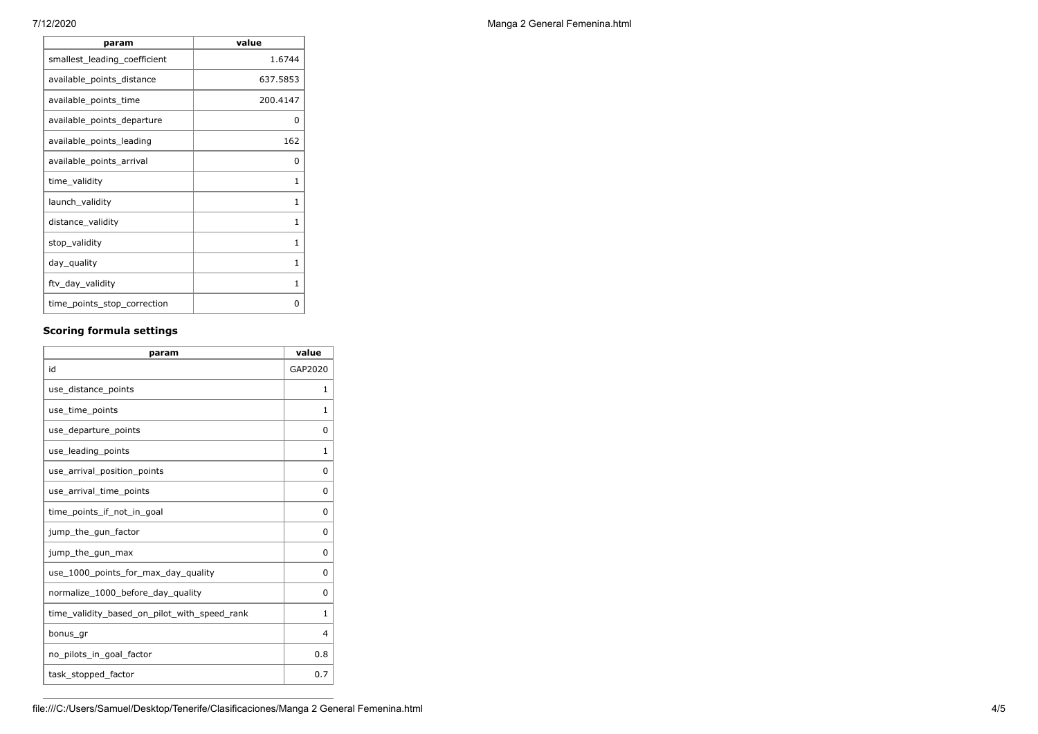| param | value |
| --- | --- |
| smallest_leading_coefficient | 1.6744 |
| available_points_distance | 637.5853 |
| available_points_time | 200.4147 |
| available_points_departure | 0 |
| available_points_leading | 162 |
| available_points_arrival | 0 |
| time_validity | 1 |
| launch_validity | 1 |
| distance_validity | 1 |
| stop_validity | 1 |
| day_quality | 1 |
| ftv_day_validity | 1 |
| time_points_stop_correction | 0 |

### Scoring formula settings

| param | value |
| --- | --- |
| id | GAP2020 |
| use_distance_points | 1 |
| use_time_points | 1 |
| use_departure_points | 0 |
| use_leading_points | 1 |
| use_arrival_position_points | 0 |
| use_arrival_time_points | 0 |
| time_points_if_not_in_goal | 0 |
| jump_the_gun_factor | 0 |
| jump_the_gun_max | 0 |
| use_1000_points_for_max_day_quality | 0 |
| normalize_1000_before_day_quality | 0 |
| time_validity_based_on_pilot_with_speed_rank | 1 |
| bonus_gr | 4 |
| no_pilots_in_goal_factor | 0.8 |
| task_stopped_factor | 0.7 |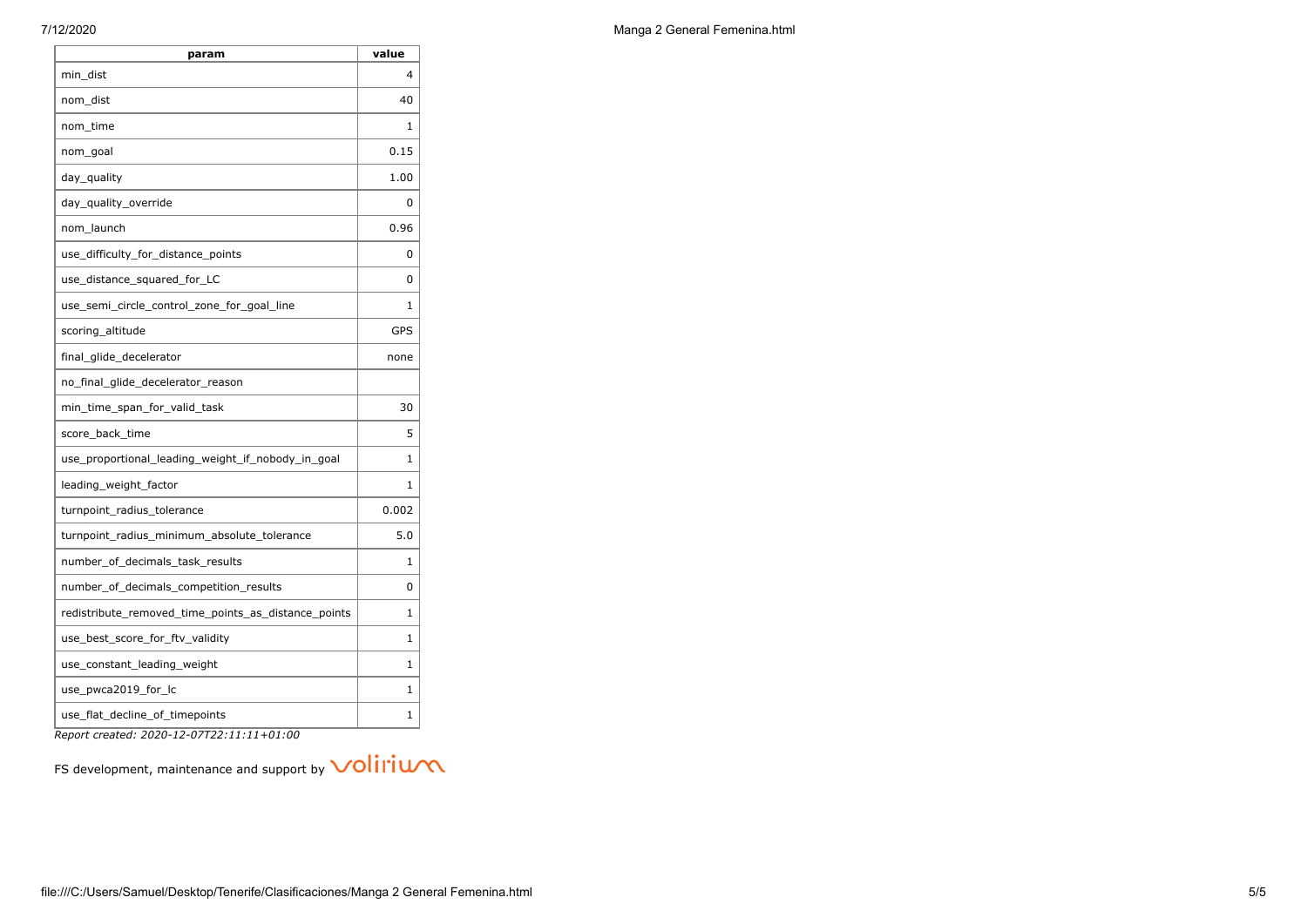| param | value |
| --- | --- |
| min_dist | 4 |
| nom_dist | 40 |
| nom_time | 1 |
| nom_goal | 0.15 |
| day_quality | 1.00 |
| day_quality_override | 0 |
| nom_launch | 0.96 |
| use_difficulty_for_distance_points | 0 |
| use_distance_squared_for_LC | 0 |
| use_semi_circle_control_zone_for_goal_line | 1 |
| scoring_altitude | GPS |
| final_glide_decelerator | none |
| no_final_glide_decelerator_reason | |
| min_time_span_for_valid_task | 30 |
| score_back_time | 5 |
| use_proportional_leading_weight_if_nobody_in_goal | 1 |
| leading_weight_factor | 1 |
| turnpoint_radius_tolerance | 0.002 |
| turnpoint_radius_minimum_absolute_tolerance | 5.0 |
| number_of_decimals_task_results | 1 |
| number_of_decimals_competition_results | 0 |
| redistribute_removed_time_points_as_distance_points | 1 |
| use_best_score_for_ftv_validity | 1 |
| use_constant_leading_weight | 1 |
| use_pwca2019_for_lc | 1 |
| use_flat_decline_of_timepoints | 1 |

*Report created: 2020-12-07T22:11:11+01:00*

FS development, maintenance and support by volirium